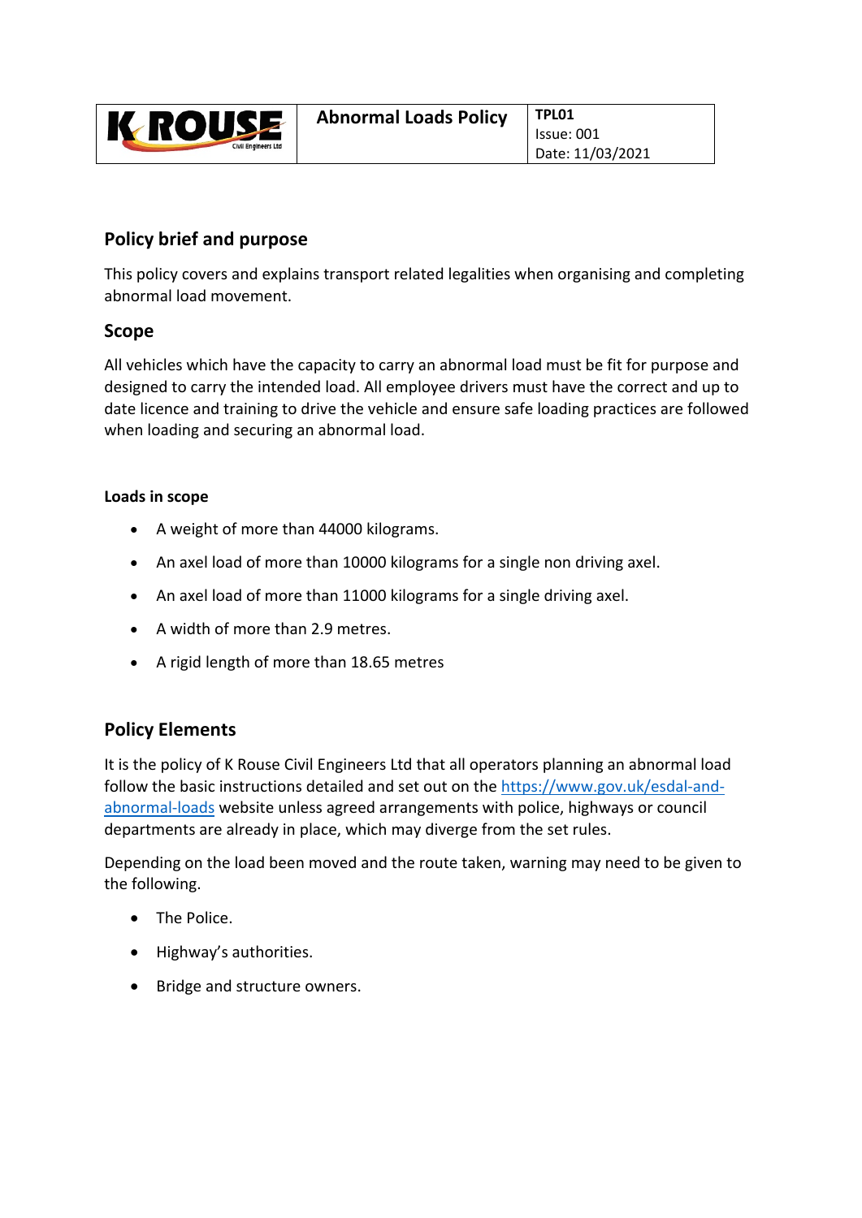| K ROUSE Civil Engineers Ltd | Abnormal Loads Policy | **TPL01**<br>Issue: 001<br>Date: 11/03/2021 |
|---|---|---|

## Policy brief and purpose

This policy covers and explains transport related legalities when organising and completing abnormal load movement.

## Scope

All vehicles which have the capacity to carry an abnormal load must be fit for purpose and designed to carry the intended load. All employee drivers must have the correct and up to date licence and training to drive the vehicle and ensure safe loading practices are followed when loading and securing an abnormal load.

### Loads in scope

- A weight of more than 44000 kilograms.
- An axel load of more than 10000 kilograms for a single non driving axel.
- An axel load of more than 11000 kilograms for a single driving axel.
- A width of more than 2.9 metres.
- A rigid length of more than 18.65 metres

## Policy Elements

It is the policy of K Rouse Civil Engineers Ltd that all operators planning an abnormal load follow the basic instructions detailed and set out on the [https://www.gov.uk/esdal-and-abnormal-loads](https://www.gov.uk/esdal-and-abnormal-loads) website unless agreed arrangements with police, highways or council departments are already in place, which may diverge from the set rules.

Depending on the load been moved and the route taken, warning may need to be given to the following.

- The Police.
- Highway's authorities.
- Bridge and structure owners.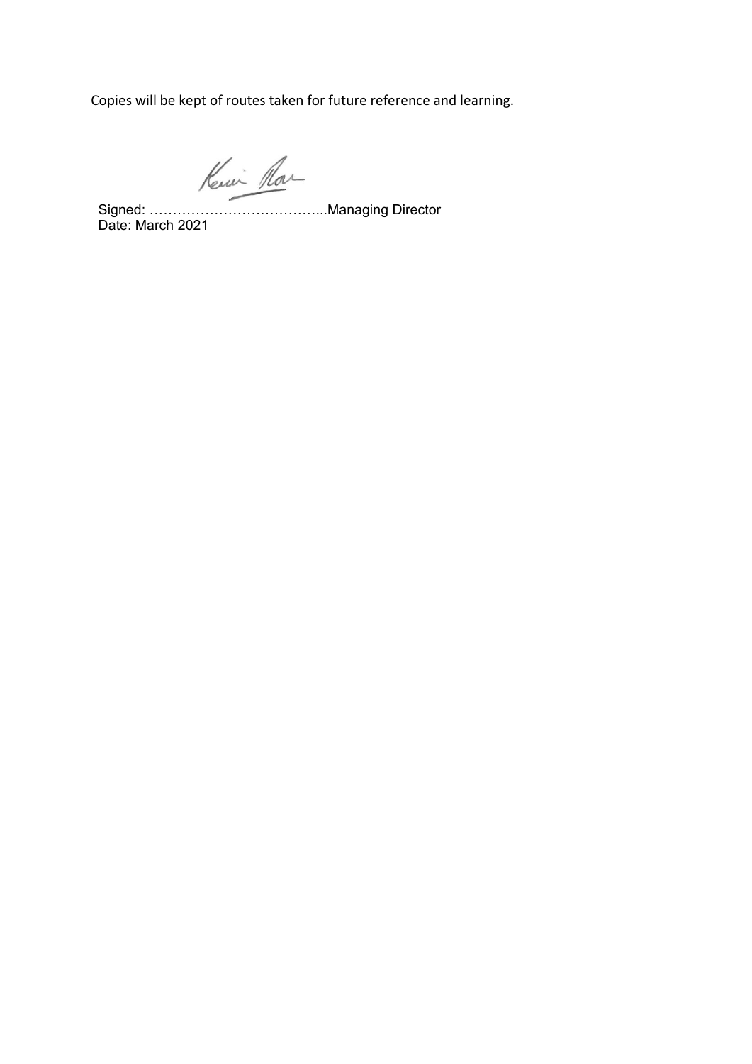Copies will be kept of routes taken for future reference and learning.

Signed: ………………………………..Managing Director
Date: March 2021